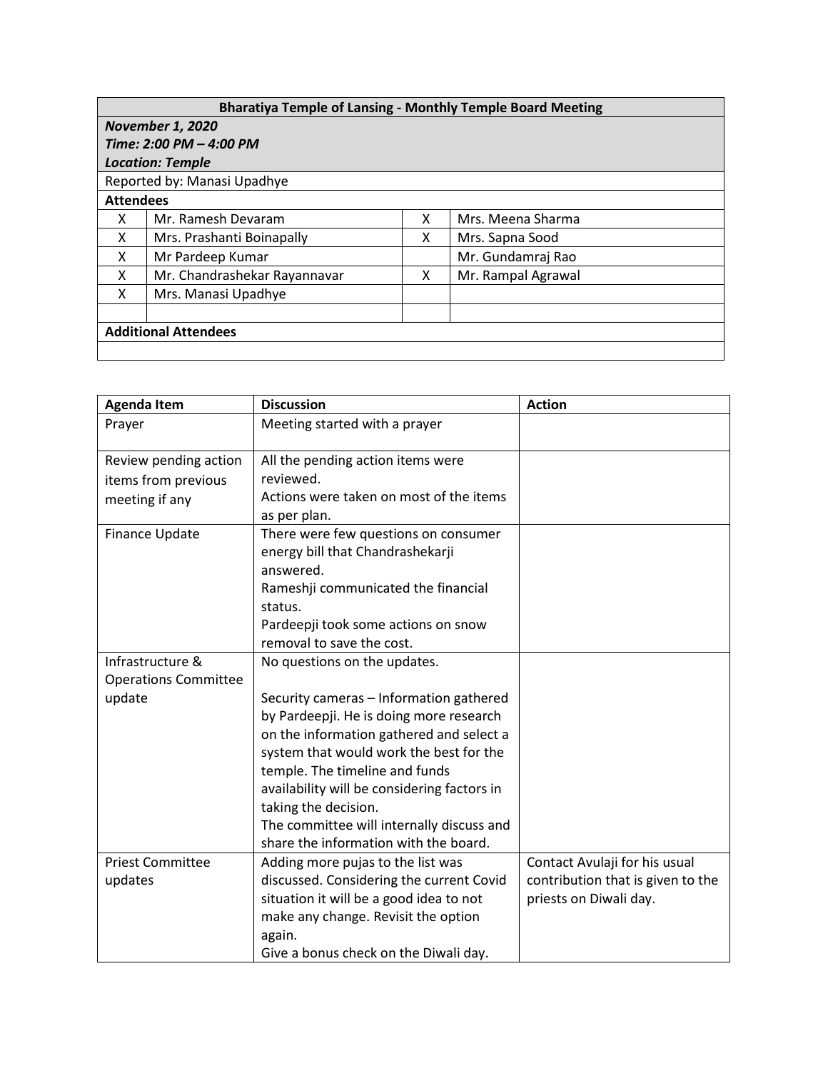| Bharatiya Temple of Lansing - Monthly Temple Board Meeting | | | |
|---|---|---|---|
| ***November 1, 2020*** <br> ***Time: 2:00 PM – 4:00 PM*** <br> ***Location: Temple*** | | | |
| Reported by: Manasi Upadhye | | | |
| **Attendees** | | | |
| X | Mr. Ramesh Devaram | X | Mrs. Meena Sharma |
| X | Mrs. Prashanti Boinapally | X | Mrs. Sapna Sood |
| X | Mr Pardeep Kumar | | Mr. Gundamraj Rao |
| X | Mr. Chandrashekar Rayannavar | X | Mr. Rampal Agrawal |
| X | Mrs. Manasi Upadhye | | |
| | | | |
| **Additional Attendees** | | | |
| | | | |

| Agenda Item | Discussion | Action |
|---|---|---|
| Prayer | Meeting started with a prayer | |
| Review pending action items from previous meeting if any | All the pending action items were reviewed.<br>Actions were taken on most of the items as per plan. | |
| Finance Update | There were few questions on consumer energy bill that Chandrashekarji answered.<br>Rameshji communicated the financial status.<br>Pardeepji took some actions on snow removal to save the cost. | |
| Infrastructure & Operations Committee update | No questions on the updates.<br><br>Security cameras – Information gathered by Pardeepji. He is doing more research on the information gathered and select a system that would work the best for the temple. The timeline and funds availability will be considering factors in taking the decision.<br>The committee will internally discuss and share the information with the board. | |
| Priest Committee updates | Adding more pujas to the list was discussed. Considering the current Covid situation it will be a good idea to not make any change. Revisit the option again.<br>Give a bonus check on the Diwali day. | Contact Avulaji for his usual contribution that is given to the priests on Diwali day. |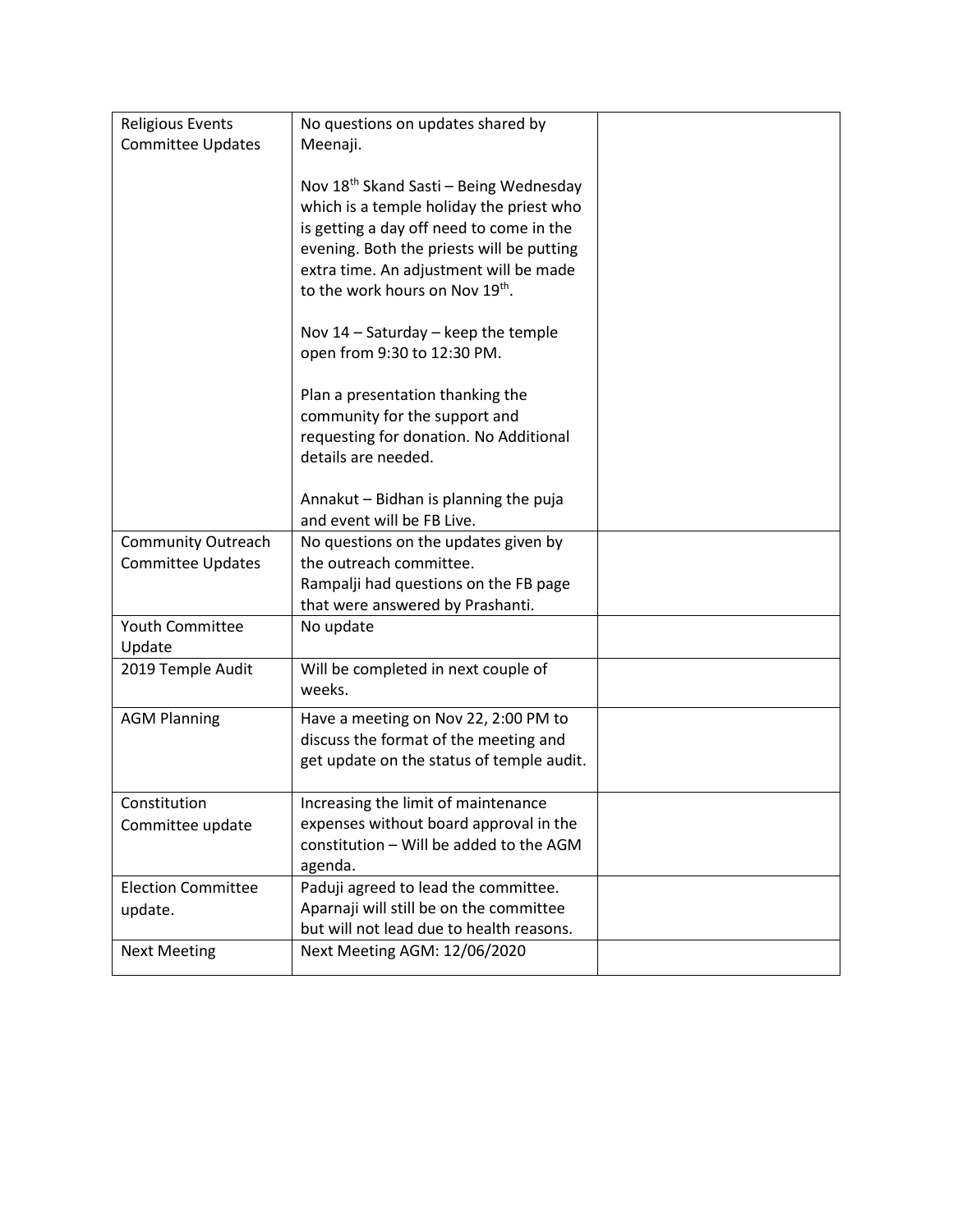| | | |
|---|---|---|
| Religious Events Committee Updates | No questions on updates shared by Meenaji.<br><br>Nov 18th Skand Sasti – Being Wednesday which is a temple holiday the priest who is getting a day off need to come in the evening. Both the priests will be putting extra time. An adjustment will be made to the work hours on Nov 19th.<br><br>Nov 14 – Saturday – keep the temple open from 9:30 to 12:30 PM.<br><br>Plan a presentation thanking the community for the support and requesting for donation. No Additional details are needed.<br><br>Annakut – Bidhan is planning the puja and event will be FB Live. | |
| Community Outreach Committee Updates | No questions on the updates given by the outreach committee.<br>Rampalji had questions on the FB page that were answered by Prashanti. | |
| Youth Committee Update | No update | |
| 2019 Temple Audit | Will be completed in next couple of weeks. | |
| AGM Planning | Have a meeting on Nov 22, 2:00 PM to discuss the format of the meeting and get update on the status of temple audit. | |
| Constitution Committee update | Increasing the limit of maintenance expenses without board approval in the constitution – Will be added to the AGM agenda. | |
| Election Committee update. | Paduji agreed to lead the committee. Aparnaji will still be on the committee but will not lead due to health reasons. | |
| Next Meeting | Next Meeting AGM: 12/06/2020 | |